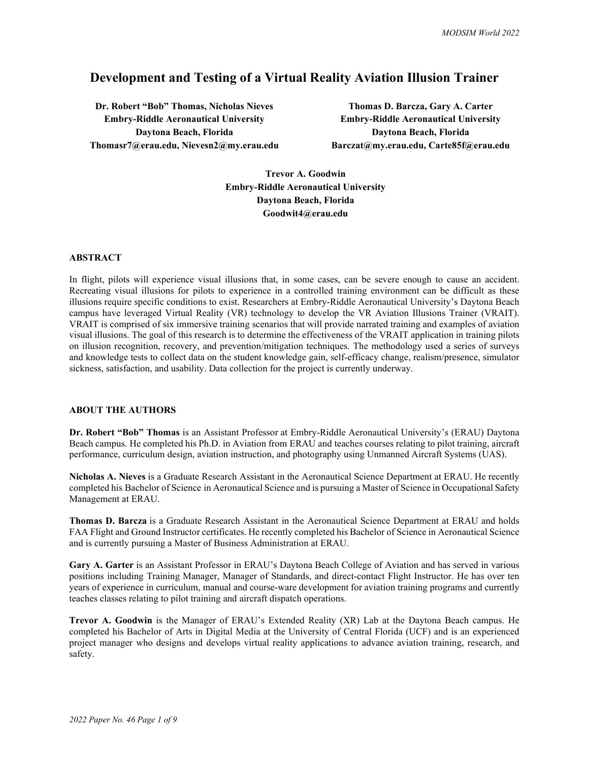# Development and Testing of a Virtual Reality Aviation Illusion Trainer

**Dr. Robert "Bob" Thomas, Nicholas Nieves**
**Embry-Riddle Aeronautical University**
**Daytona Beach, Florida**
**Thomasr7@erau.edu, Nievesn2@my.erau.edu**

**Thomas D. Barcza, Gary A. Carter**
**Embry-Riddle Aeronautical University**
**Daytona Beach, Florida**
**Barczat@my.erau.edu, Carte85f@erau.edu**

**Trevor A. Goodwin**
**Embry-Riddle Aeronautical University**
**Daytona Beach, Florida**
**Goodwit4@erau.edu**

## ABSTRACT

In flight, pilots will experience visual illusions that, in some cases, can be severe enough to cause an accident. Recreating visual illusions for pilots to experience in a controlled training environment can be difficult as these illusions require specific conditions to exist. Researchers at Embry-Riddle Aeronautical University's Daytona Beach campus have leveraged Virtual Reality (VR) technology to develop the VR Aviation Illusions Trainer (VRAIT). VRAIT is comprised of six immersive training scenarios that will provide narrated training and examples of aviation visual illusions. The goal of this research is to determine the effectiveness of the VRAIT application in training pilots on illusion recognition, recovery, and prevention/mitigation techniques. The methodology used a series of surveys and knowledge tests to collect data on the student knowledge gain, self-efficacy change, realism/presence, simulator sickness, satisfaction, and usability. Data collection for the project is currently underway.

## ABOUT THE AUTHORS

**Dr. Robert "Bob" Thomas** is an Assistant Professor at Embry-Riddle Aeronautical University's (ERAU) Daytona Beach campus. He completed his Ph.D. in Aviation from ERAU and teaches courses relating to pilot training, aircraft performance, curriculum design, aviation instruction, and photography using Unmanned Aircraft Systems (UAS).

**Nicholas A. Nieves** is a Graduate Research Assistant in the Aeronautical Science Department at ERAU. He recently completed his Bachelor of Science in Aeronautical Science and is pursuing a Master of Science in Occupational Safety Management at ERAU.

**Thomas D. Barcza** is a Graduate Research Assistant in the Aeronautical Science Department at ERAU and holds FAA Flight and Ground Instructor certificates. He recently completed his Bachelor of Science in Aeronautical Science and is currently pursuing a Master of Business Administration at ERAU.

**Gary A. Garter** is an Assistant Professor in ERAU's Daytona Beach College of Aviation and has served in various positions including Training Manager, Manager of Standards, and direct-contact Flight Instructor. He has over ten years of experience in curriculum, manual and course-ware development for aviation training programs and currently teaches classes relating to pilot training and aircraft dispatch operations.

**Trevor A. Goodwin** is the Manager of ERAU's Extended Reality (XR) Lab at the Daytona Beach campus. He completed his Bachelor of Arts in Digital Media at the University of Central Florida (UCF) and is an experienced project manager who designs and develops virtual reality applications to advance aviation training, research, and safety.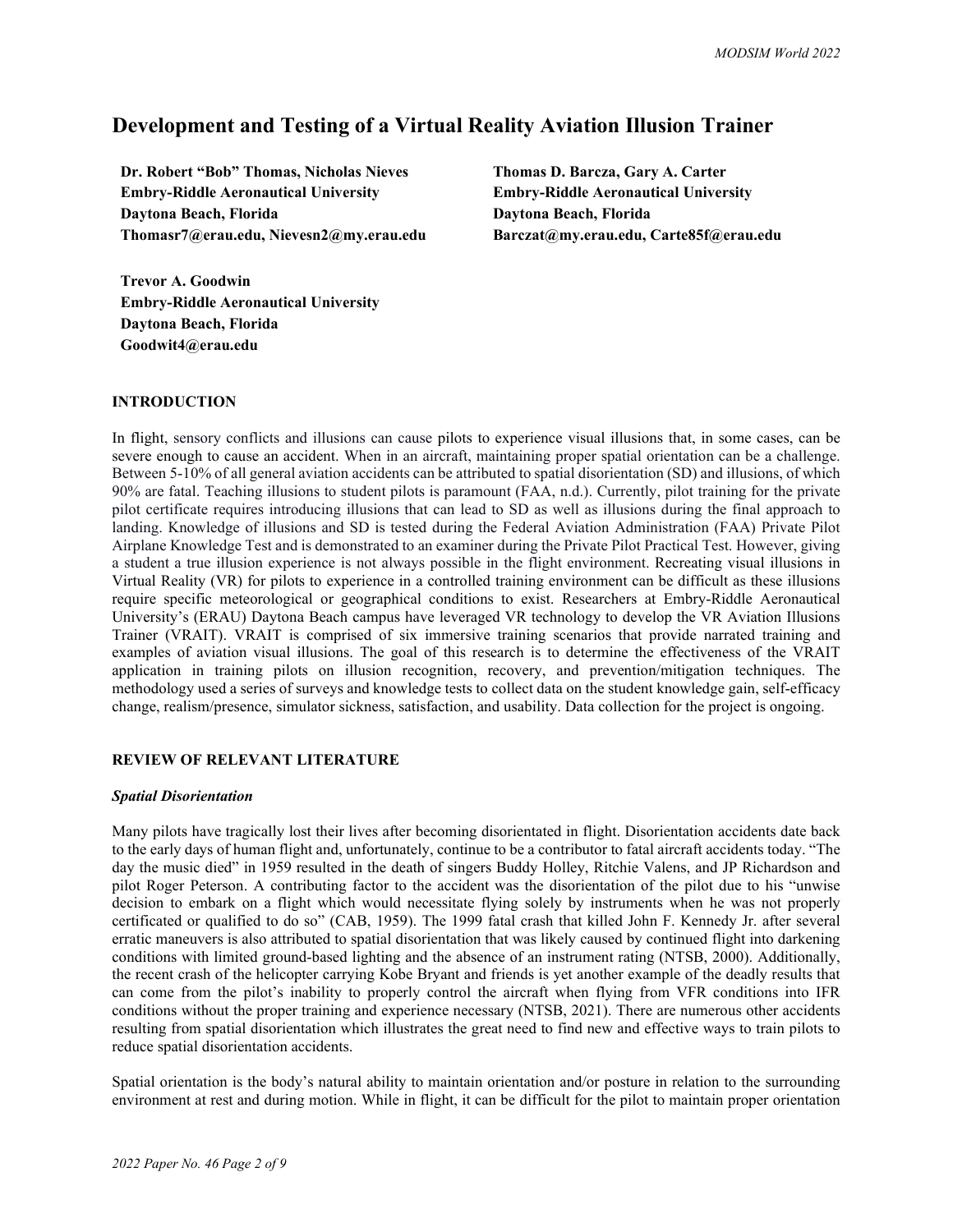# Development and Testing of a Virtual Reality Aviation Illusion Trainer

**Dr. Robert "Bob" Thomas, Nicholas Nieves**
**Embry-Riddle Aeronautical University**
**Daytona Beach, Florida**
**Thomasr7@erau.edu, Nievesn2@my.erau.edu**

**Thomas D. Barcza, Gary A. Carter**
**Embry-Riddle Aeronautical University**
**Daytona Beach, Florida**
**Barczat@my.erau.edu, Carte85f@erau.edu**

**Trevor A. Goodwin**
**Embry-Riddle Aeronautical University**
**Daytona Beach, Florida**
**Goodwit4@erau.edu**

## INTRODUCTION

In flight, sensory conflicts and illusions can cause pilots to experience visual illusions that, in some cases, can be severe enough to cause an accident. When in an aircraft, maintaining proper spatial orientation can be a challenge. Between 5-10% of all general aviation accidents can be attributed to spatial disorientation (SD) and illusions, of which 90% are fatal. Teaching illusions to student pilots is paramount (FAA, n.d.). Currently, pilot training for the private pilot certificate requires introducing illusions that can lead to SD as well as illusions during the final approach to landing. Knowledge of illusions and SD is tested during the Federal Aviation Administration (FAA) Private Pilot Airplane Knowledge Test and is demonstrated to an examiner during the Private Pilot Practical Test. However, giving a student a true illusion experience is not always possible in the flight environment. Recreating visual illusions in Virtual Reality (VR) for pilots to experience in a controlled training environment can be difficult as these illusions require specific meteorological or geographical conditions to exist. Researchers at Embry-Riddle Aeronautical University's (ERAU) Daytona Beach campus have leveraged VR technology to develop the VR Aviation Illusions Trainer (VRAIT). VRAIT is comprised of six immersive training scenarios that provide narrated training and examples of aviation visual illusions. The goal of this research is to determine the effectiveness of the VRAIT application in training pilots on illusion recognition, recovery, and prevention/mitigation techniques. The methodology used a series of surveys and knowledge tests to collect data on the student knowledge gain, self-efficacy change, realism/presence, simulator sickness, satisfaction, and usability. Data collection for the project is ongoing.

## REVIEW OF RELEVANT LITERATURE

### *Spatial Disorientation*

Many pilots have tragically lost their lives after becoming disorientated in flight. Disorientation accidents date back to the early days of human flight and, unfortunately, continue to be a contributor to fatal aircraft accidents today. "The day the music died" in 1959 resulted in the death of singers Buddy Holley, Ritchie Valens, and JP Richardson and pilot Roger Peterson. A contributing factor to the accident was the disorientation of the pilot due to his "unwise decision to embark on a flight which would necessitate flying solely by instruments when he was not properly certificated or qualified to do so" (CAB, 1959). The 1999 fatal crash that killed John F. Kennedy Jr. after several erratic maneuvers is also attributed to spatial disorientation that was likely caused by continued flight into darkening conditions with limited ground-based lighting and the absence of an instrument rating (NTSB, 2000). Additionally, the recent crash of the helicopter carrying Kobe Bryant and friends is yet another example of the deadly results that can come from the pilot's inability to properly control the aircraft when flying from VFR conditions into IFR conditions without the proper training and experience necessary (NTSB, 2021). There are numerous other accidents resulting from spatial disorientation which illustrates the great need to find new and effective ways to train pilots to reduce spatial disorientation accidents.

Spatial orientation is the body's natural ability to maintain orientation and/or posture in relation to the surrounding environment at rest and during motion. While in flight, it can be difficult for the pilot to maintain proper orientation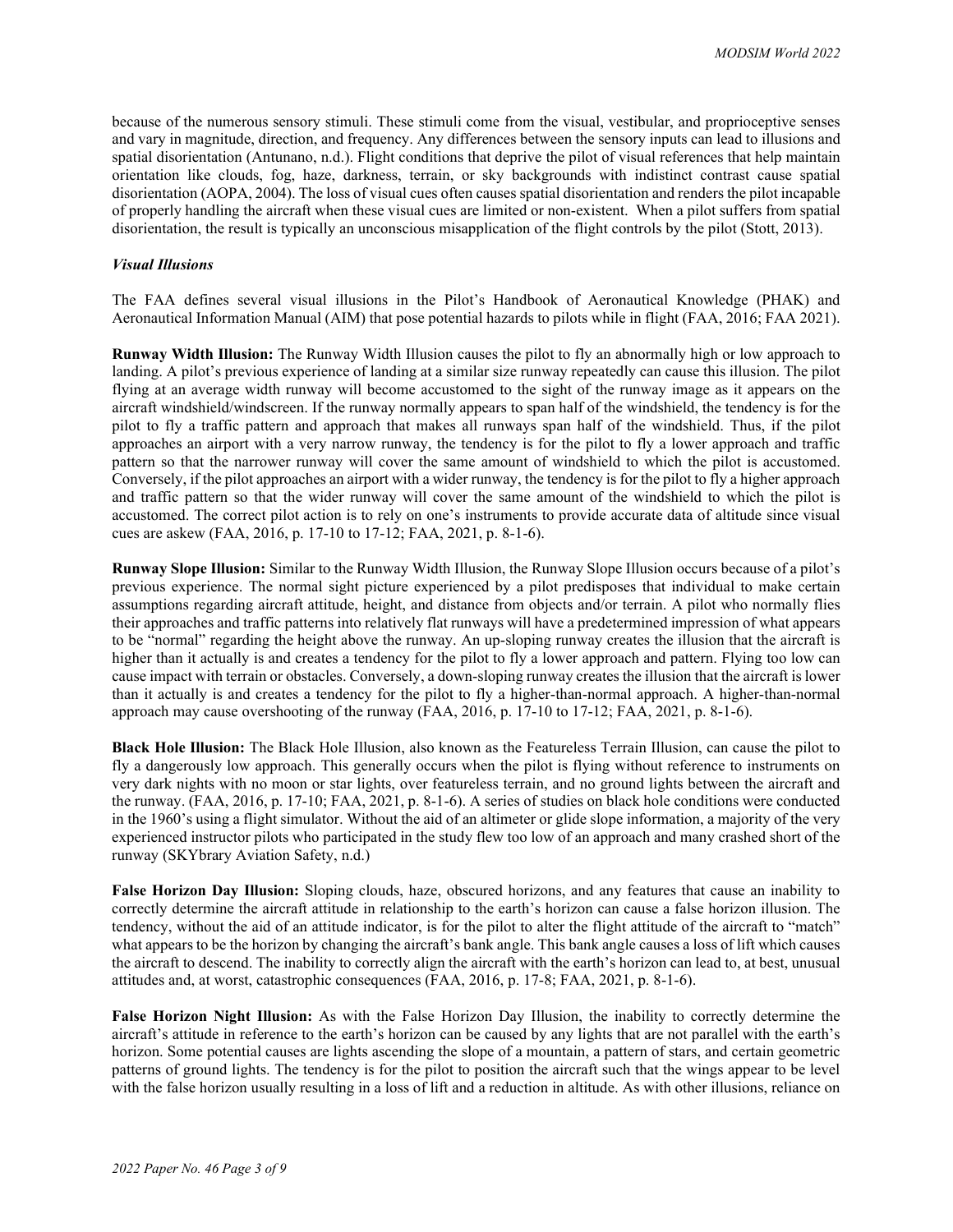because of the numerous sensory stimuli. These stimuli come from the visual, vestibular, and proprioceptive senses and vary in magnitude, direction, and frequency. Any differences between the sensory inputs can lead to illusions and spatial disorientation (Antunano, n.d.). Flight conditions that deprive the pilot of visual references that help maintain orientation like clouds, fog, haze, darkness, terrain, or sky backgrounds with indistinct contrast cause spatial disorientation (AOPA, 2004). The loss of visual cues often causes spatial disorientation and renders the pilot incapable of properly handling the aircraft when these visual cues are limited or non-existent. When a pilot suffers from spatial disorientation, the result is typically an unconscious misapplication of the flight controls by the pilot (Stott, 2013).

### *Visual Illusions*

The FAA defines several visual illusions in the Pilot's Handbook of Aeronautical Knowledge (PHAK) and Aeronautical Information Manual (AIM) that pose potential hazards to pilots while in flight (FAA, 2016; FAA 2021).

**Runway Width Illusion:** The Runway Width Illusion causes the pilot to fly an abnormally high or low approach to landing. A pilot's previous experience of landing at a similar size runway repeatedly can cause this illusion. The pilot flying at an average width runway will become accustomed to the sight of the runway image as it appears on the aircraft windshield/windscreen. If the runway normally appears to span half of the windshield, the tendency is for the pilot to fly a traffic pattern and approach that makes all runways span half of the windshield. Thus, if the pilot approaches an airport with a very narrow runway, the tendency is for the pilot to fly a lower approach and traffic pattern so that the narrower runway will cover the same amount of windshield to which the pilot is accustomed. Conversely, if the pilot approaches an airport with a wider runway, the tendency is for the pilot to fly a higher approach and traffic pattern so that the wider runway will cover the same amount of the windshield to which the pilot is accustomed. The correct pilot action is to rely on one's instruments to provide accurate data of altitude since visual cues are askew (FAA, 2016, p. 17-10 to 17-12; FAA, 2021, p. 8-1-6).

**Runway Slope Illusion:** Similar to the Runway Width Illusion, the Runway Slope Illusion occurs because of a pilot's previous experience. The normal sight picture experienced by a pilot predisposes that individual to make certain assumptions regarding aircraft attitude, height, and distance from objects and/or terrain. A pilot who normally flies their approaches and traffic patterns into relatively flat runways will have a predetermined impression of what appears to be "normal" regarding the height above the runway. An up-sloping runway creates the illusion that the aircraft is higher than it actually is and creates a tendency for the pilot to fly a lower approach and pattern. Flying too low can cause impact with terrain or obstacles. Conversely, a down-sloping runway creates the illusion that the aircraft is lower than it actually is and creates a tendency for the pilot to fly a higher-than-normal approach. A higher-than-normal approach may cause overshooting of the runway (FAA, 2016, p. 17-10 to 17-12; FAA, 2021, p. 8-1-6).

**Black Hole Illusion:** The Black Hole Illusion, also known as the Featureless Terrain Illusion, can cause the pilot to fly a dangerously low approach. This generally occurs when the pilot is flying without reference to instruments on very dark nights with no moon or star lights, over featureless terrain, and no ground lights between the aircraft and the runway. (FAA, 2016, p. 17-10; FAA, 2021, p. 8-1-6). A series of studies on black hole conditions were conducted in the 1960's using a flight simulator. Without the aid of an altimeter or glide slope information, a majority of the very experienced instructor pilots who participated in the study flew too low of an approach and many crashed short of the runway (SKYbrary Aviation Safety, n.d.)

**False Horizon Day Illusion:** Sloping clouds, haze, obscured horizons, and any features that cause an inability to correctly determine the aircraft attitude in relationship to the earth's horizon can cause a false horizon illusion. The tendency, without the aid of an attitude indicator, is for the pilot to alter the flight attitude of the aircraft to "match" what appears to be the horizon by changing the aircraft's bank angle. This bank angle causes a loss of lift which causes the aircraft to descend. The inability to correctly align the aircraft with the earth's horizon can lead to, at best, unusual attitudes and, at worst, catastrophic consequences (FAA, 2016, p. 17-8; FAA, 2021, p. 8-1-6).

**False Horizon Night Illusion:** As with the False Horizon Day Illusion, the inability to correctly determine the aircraft's attitude in reference to the earth's horizon can be caused by any lights that are not parallel with the earth's horizon. Some potential causes are lights ascending the slope of a mountain, a pattern of stars, and certain geometric patterns of ground lights. The tendency is for the pilot to position the aircraft such that the wings appear to be level with the false horizon usually resulting in a loss of lift and a reduction in altitude. As with other illusions, reliance on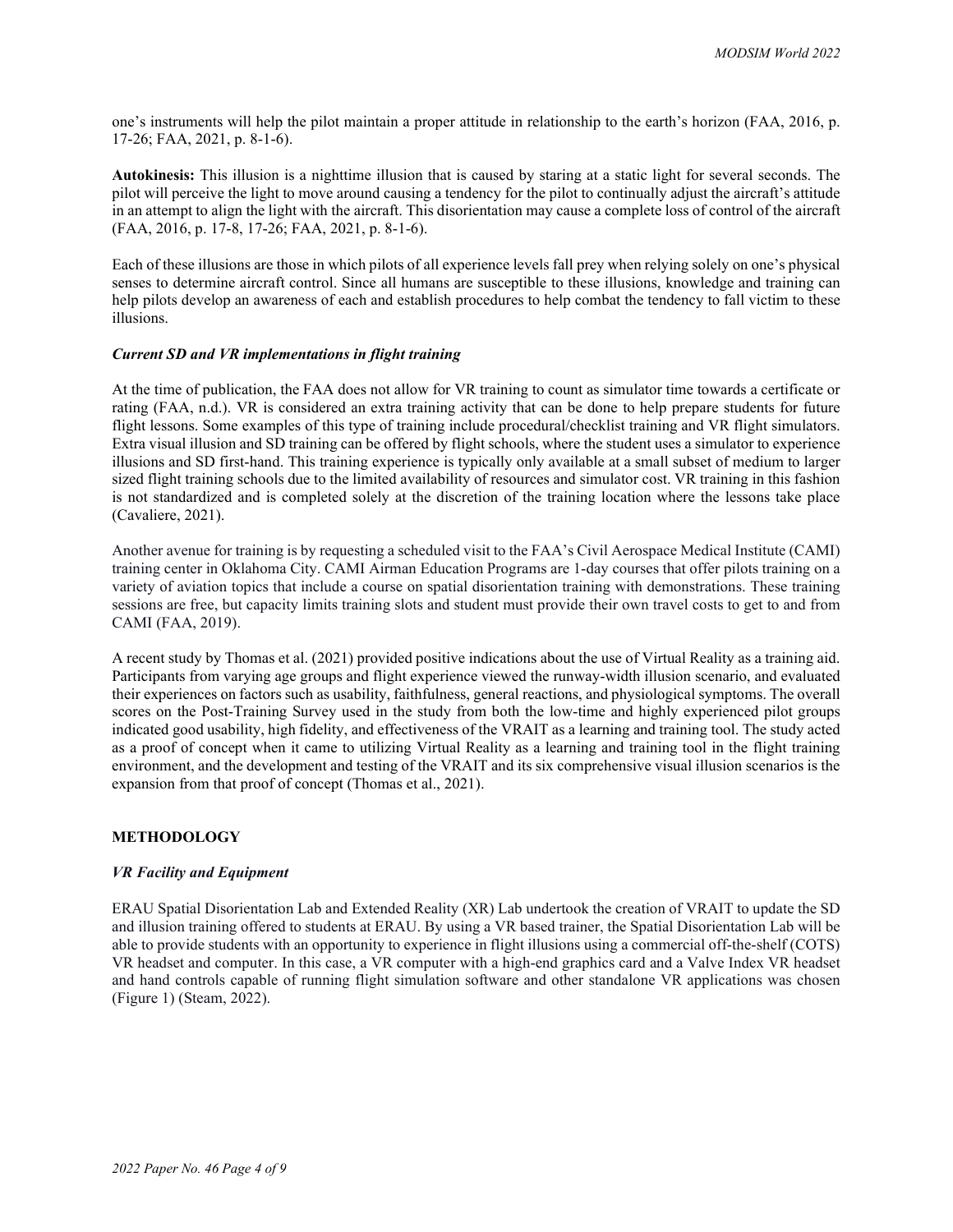one's instruments will help the pilot maintain a proper attitude in relationship to the earth's horizon (FAA, 2016, p. 17-26; FAA, 2021, p. 8-1-6).

**Autokinesis:** This illusion is a nighttime illusion that is caused by staring at a static light for several seconds. The pilot will perceive the light to move around causing a tendency for the pilot to continually adjust the aircraft's attitude in an attempt to align the light with the aircraft. This disorientation may cause a complete loss of control of the aircraft (FAA, 2016, p. 17-8, 17-26; FAA, 2021, p. 8-1-6).

Each of these illusions are those in which pilots of all experience levels fall prey when relying solely on one's physical senses to determine aircraft control. Since all humans are susceptible to these illusions, knowledge and training can help pilots develop an awareness of each and establish procedures to help combat the tendency to fall victim to these illusions.

### *Current SD and VR implementations in flight training*

At the time of publication, the FAA does not allow for VR training to count as simulator time towards a certificate or rating (FAA, n.d.). VR is considered an extra training activity that can be done to help prepare students for future flight lessons. Some examples of this type of training include procedural/checklist training and VR flight simulators. Extra visual illusion and SD training can be offered by flight schools, where the student uses a simulator to experience illusions and SD first-hand. This training experience is typically only available at a small subset of medium to larger sized flight training schools due to the limited availability of resources and simulator cost. VR training in this fashion is not standardized and is completed solely at the discretion of the training location where the lessons take place (Cavaliere, 2021).

Another avenue for training is by requesting a scheduled visit to the FAA's Civil Aerospace Medical Institute (CAMI) training center in Oklahoma City. CAMI Airman Education Programs are 1-day courses that offer pilots training on a variety of aviation topics that include a course on spatial disorientation training with demonstrations. These training sessions are free, but capacity limits training slots and student must provide their own travel costs to get to and from CAMI (FAA, 2019).

A recent study by Thomas et al. (2021) provided positive indications about the use of Virtual Reality as a training aid. Participants from varying age groups and flight experience viewed the runway-width illusion scenario, and evaluated their experiences on factors such as usability, faithfulness, general reactions, and physiological symptoms. The overall scores on the Post-Training Survey used in the study from both the low-time and highly experienced pilot groups indicated good usability, high fidelity, and effectiveness of the VRAIT as a learning and training tool. The study acted as a proof of concept when it came to utilizing Virtual Reality as a learning and training tool in the flight training environment, and the development and testing of the VRAIT and its six comprehensive visual illusion scenarios is the expansion from that proof of concept (Thomas et al., 2021).

## METHODOLOGY

### *VR Facility and Equipment*

ERAU Spatial Disorientation Lab and Extended Reality (XR) Lab undertook the creation of VRAIT to update the SD and illusion training offered to students at ERAU. By using a VR based trainer, the Spatial Disorientation Lab will be able to provide students with an opportunity to experience in flight illusions using a commercial off-the-shelf (COTS) VR headset and computer. In this case, a VR computer with a high-end graphics card and a Valve Index VR headset and hand controls capable of running flight simulation software and other standalone VR applications was chosen (Figure 1) (Steam, 2022).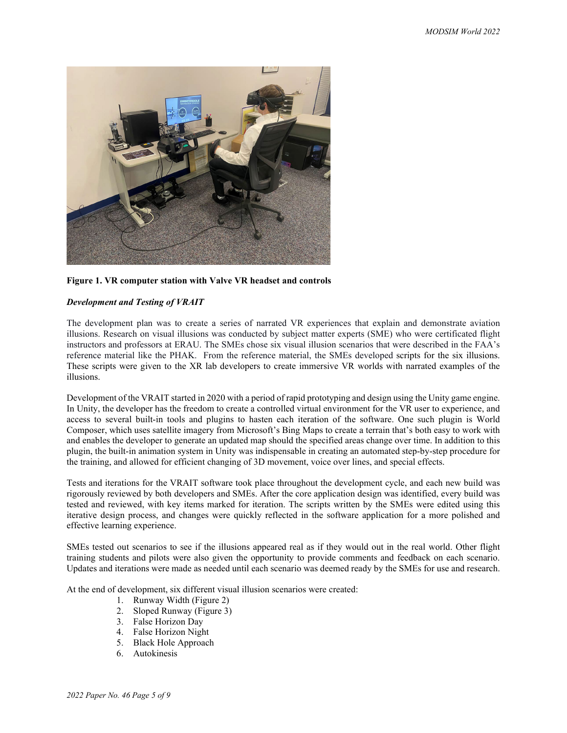**Figure 1. VR computer station with Valve VR headset and controls**

### *Development and Testing of VRAIT*

The development plan was to create a series of narrated VR experiences that explain and demonstrate aviation illusions. Research on visual illusions was conducted by subject matter experts (SME) who were certificated flight instructors and professors at ERAU. The SMEs chose six visual illusion scenarios that were described in the FAA's reference material like the PHAK. From the reference material, the SMEs developed scripts for the six illusions. These scripts were given to the XR lab developers to create immersive VR worlds with narrated examples of the illusions.

Development of the VRAIT started in 2020 with a period of rapid prototyping and design using the Unity game engine. In Unity, the developer has the freedom to create a controlled virtual environment for the VR user to experience, and access to several built-in tools and plugins to hasten each iteration of the software. One such plugin is World Composer, which uses satellite imagery from Microsoft's Bing Maps to create a terrain that's both easy to work with and enables the developer to generate an updated map should the specified areas change over time. In addition to this plugin, the built-in animation system in Unity was indispensable in creating an automated step-by-step procedure for the training, and allowed for efficient changing of 3D movement, voice over lines, and special effects.

Tests and iterations for the VRAIT software took place throughout the development cycle, and each new build was rigorously reviewed by both developers and SMEs. After the core application design was identified, every build was tested and reviewed, with key items marked for iteration. The scripts written by the SMEs were edited using this iterative design process, and changes were quickly reflected in the software application for a more polished and effective learning experience.

SMEs tested out scenarios to see if the illusions appeared real as if they would out in the real world. Other flight training students and pilots were also given the opportunity to provide comments and feedback on each scenario. Updates and iterations were made as needed until each scenario was deemed ready by the SMEs for use and research.

At the end of development, six different visual illusion scenarios were created:

1. Runway Width (Figure 2)
2. Sloped Runway (Figure 3)
3. False Horizon Day
4. False Horizon Night
5. Black Hole Approach
6. Autokinesis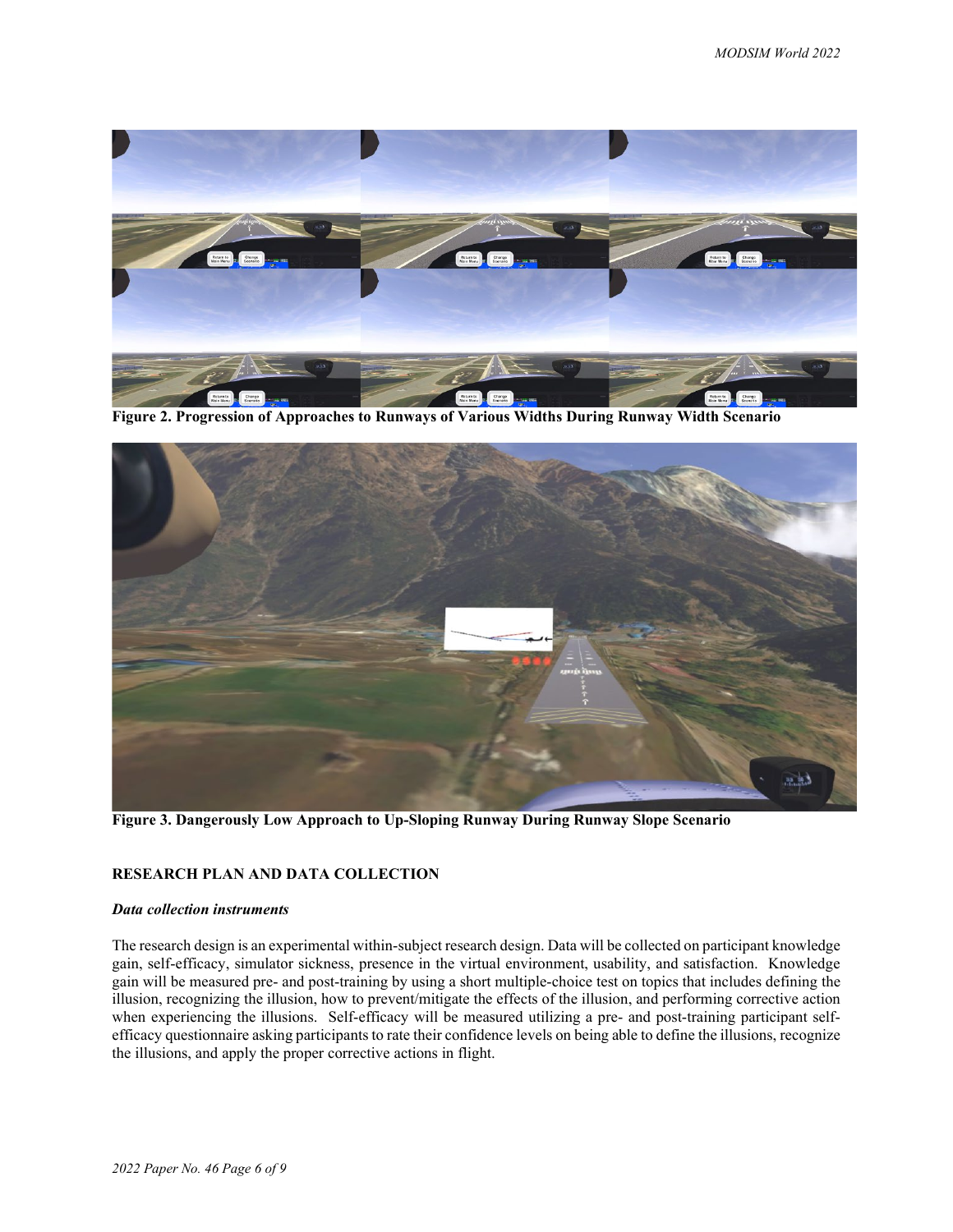Figure 2. Progression of Approaches to Runways of Various Widths During Runway Width Scenario

Figure 3. Dangerously Low Approach to Up-Sloping Runway During Runway Slope Scenario

## RESEARCH PLAN AND DATA COLLECTION

### *Data collection instruments*

The research design is an experimental within-subject research design. Data will be collected on participant knowledge gain, self-efficacy, simulator sickness, presence in the virtual environment, usability, and satisfaction. Knowledge gain will be measured pre- and post-training by using a short multiple-choice test on topics that includes defining the illusion, recognizing the illusion, how to prevent/mitigate the effects of the illusion, and performing corrective action when experiencing the illusions. Self-efficacy will be measured utilizing a pre- and post-training participant self-efficacy questionnaire asking participants to rate their confidence levels on being able to define the illusions, recognize the illusions, and apply the proper corrective actions in flight.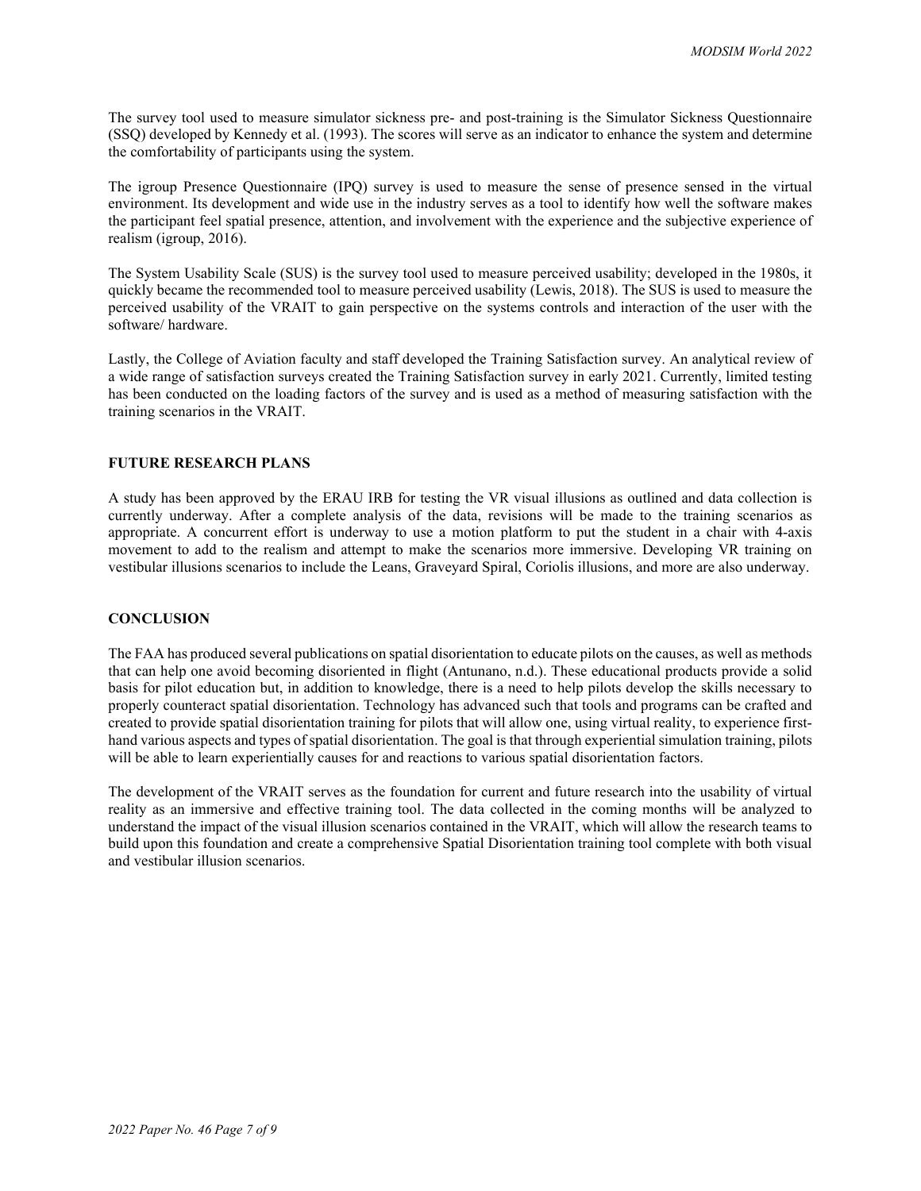The survey tool used to measure simulator sickness pre- and post-training is the Simulator Sickness Questionnaire (SSQ) developed by Kennedy et al. (1993). The scores will serve as an indicator to enhance the system and determine the comfortability of participants using the system.

The igroup Presence Questionnaire (IPQ) survey is used to measure the sense of presence sensed in the virtual environment. Its development and wide use in the industry serves as a tool to identify how well the software makes the participant feel spatial presence, attention, and involvement with the experience and the subjective experience of realism (igroup, 2016).

The System Usability Scale (SUS) is the survey tool used to measure perceived usability; developed in the 1980s, it quickly became the recommended tool to measure perceived usability (Lewis, 2018). The SUS is used to measure the perceived usability of the VRAIT to gain perspective on the systems controls and interaction of the user with the software/ hardware.

Lastly, the College of Aviation faculty and staff developed the Training Satisfaction survey. An analytical review of a wide range of satisfaction surveys created the Training Satisfaction survey in early 2021. Currently, limited testing has been conducted on the loading factors of the survey and is used as a method of measuring satisfaction with the training scenarios in the VRAIT.

## FUTURE RESEARCH PLANS

A study has been approved by the ERAU IRB for testing the VR visual illusions as outlined and data collection is currently underway. After a complete analysis of the data, revisions will be made to the training scenarios as appropriate. A concurrent effort is underway to use a motion platform to put the student in a chair with 4-axis movement to add to the realism and attempt to make the scenarios more immersive. Developing VR training on vestibular illusions scenarios to include the Leans, Graveyard Spiral, Coriolis illusions, and more are also underway.

## CONCLUSION

The FAA has produced several publications on spatial disorientation to educate pilots on the causes, as well as methods that can help one avoid becoming disoriented in flight (Antunano, n.d.). These educational products provide a solid basis for pilot education but, in addition to knowledge, there is a need to help pilots develop the skills necessary to properly counteract spatial disorientation. Technology has advanced such that tools and programs can be crafted and created to provide spatial disorientation training for pilots that will allow one, using virtual reality, to experience first-hand various aspects and types of spatial disorientation. The goal is that through experiential simulation training, pilots will be able to learn experientially causes for and reactions to various spatial disorientation factors.

The development of the VRAIT serves as the foundation for current and future research into the usability of virtual reality as an immersive and effective training tool. The data collected in the coming months will be analyzed to understand the impact of the visual illusion scenarios contained in the VRAIT, which will allow the research teams to build upon this foundation and create a comprehensive Spatial Disorientation training tool complete with both visual and vestibular illusion scenarios.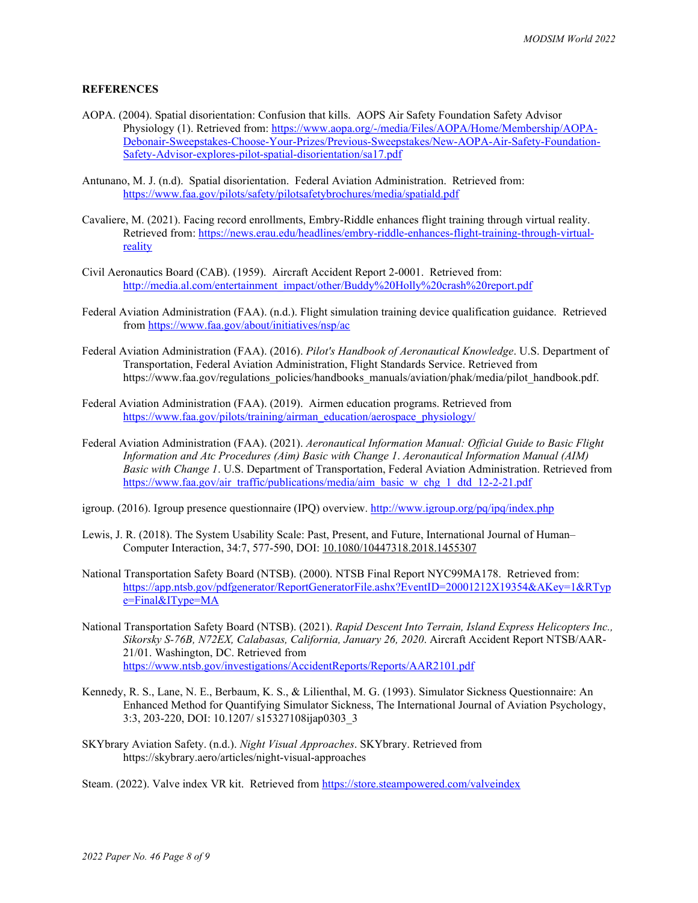## REFERENCES

AOPA. (2004). Spatial disorientation: Confusion that kills. AOPS Air Safety Foundation Safety Advisor Physiology (1). Retrieved from: https://www.aopa.org/-/media/Files/AOPA/Home/Membership/AOPA-Debonair-Sweepstakes-Choose-Your-Prizes/Previous-Sweepstakes/New-AOPA-Air-Safety-Foundation-Safety-Advisor-explores-pilot-spatial-disorientation/sa17.pdf

Antunano, M. J. (n.d). Spatial disorientation. Federal Aviation Administration. Retrieved from: https://www.faa.gov/pilots/safety/pilotsafetybrochures/media/spatiald.pdf

Cavaliere, M. (2021). Facing record enrollments, Embry-Riddle enhances flight training through virtual reality. Retrieved from: https://news.erau.edu/headlines/embry-riddle-enhances-flight-training-through-virtual-reality

Civil Aeronautics Board (CAB). (1959). Aircraft Accident Report 2-0001. Retrieved from: http://media.al.com/entertainment_impact/other/Buddy%20Holly%20crash%20report.pdf

Federal Aviation Administration (FAA). (n.d.). Flight simulation training device qualification guidance. Retrieved from https://www.faa.gov/about/initiatives/nsp/ac

Federal Aviation Administration (FAA). (2016). *Pilot's Handbook of Aeronautical Knowledge*. U.S. Department of Transportation, Federal Aviation Administration, Flight Standards Service. Retrieved from https://www.faa.gov/regulations_policies/handbooks_manuals/aviation/phak/media/pilot_handbook.pdf.

Federal Aviation Administration (FAA). (2019). Airmen education programs. Retrieved from https://www.faa.gov/pilots/training/airman_education/aerospace_physiology/

Federal Aviation Administration (FAA). (2021). *Aeronautical Information Manual: Official Guide to Basic Flight Information and Atc Procedures (Aim) Basic with Change 1*. *Aeronautical Information Manual (AIM) Basic with Change 1*. U.S. Department of Transportation, Federal Aviation Administration. Retrieved from https://www.faa.gov/air_traffic/publications/media/aim_basic_w_chg_1_dtd_12-2-21.pdf

igroup. (2016). Igroup presence questionnaire (IPQ) overview. http://www.igroup.org/pq/ipq/index.php

Lewis, J. R. (2018). The System Usability Scale: Past, Present, and Future, International Journal of Human–Computer Interaction, 34:7, 577-590, DOI: 10.1080/10447318.2018.1455307

National Transportation Safety Board (NTSB). (2000). NTSB Final Report NYC99MA178. Retrieved from: https://app.ntsb.gov/pdfgenerator/ReportGeneratorFile.ashx?EventID=20001212X19354&AKey=1&RType=Final&IType=MA

National Transportation Safety Board (NTSB). (2021). *Rapid Descent Into Terrain, Island Express Helicopters Inc., Sikorsky S-76B, N72EX, Calabasas, California, January 26, 2020*. Aircraft Accident Report NTSB/AAR-21/01. Washington, DC. Retrieved from https://www.ntsb.gov/investigations/AccidentReports/Reports/AAR2101.pdf

Kennedy, R. S., Lane, N. E., Berbaum, K. S., & Lilienthal, M. G. (1993). Simulator Sickness Questionnaire: An Enhanced Method for Quantifying Simulator Sickness, The International Journal of Aviation Psychology, 3:3, 203-220, DOI: 10.1207/ s15327108ijap0303_3

SKYbrary Aviation Safety. (n.d.). *Night Visual Approaches*. SKYbrary. Retrieved from https://skybrary.aero/articles/night-visual-approaches

Steam. (2022). Valve index VR kit. Retrieved from https://store.steampowered.com/valveindex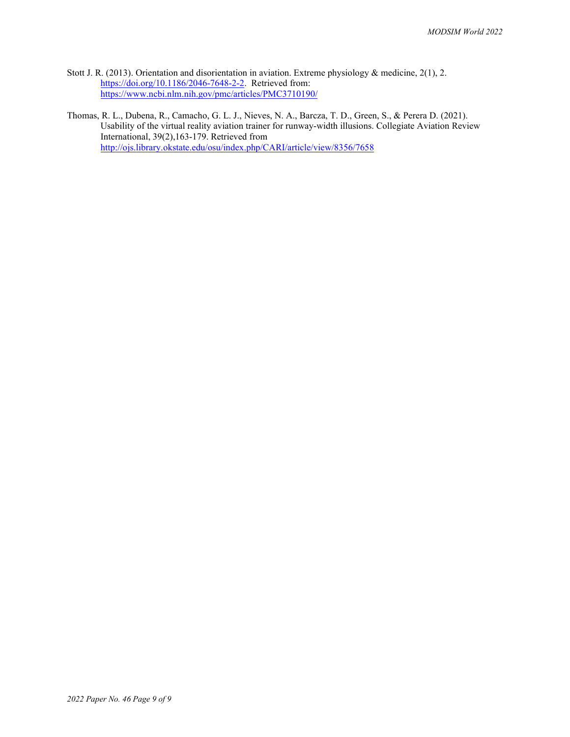Stott J. R. (2013). Orientation and disorientation in aviation. Extreme physiology & medicine, 2(1), 2. https://doi.org/10.1186/2046-7648-2-2. Retrieved from: https://www.ncbi.nlm.nih.gov/pmc/articles/PMC3710190/

Thomas, R. L., Dubena, R., Camacho, G. L. J., Nieves, N. A., Barcza, T. D., Green, S., & Perera D. (2021). Usability of the virtual reality aviation trainer for runway-width illusions. Collegiate Aviation Review International, 39(2),163-179. Retrieved from http://ojs.library.okstate.edu/osu/index.php/CARI/article/view/8356/7658